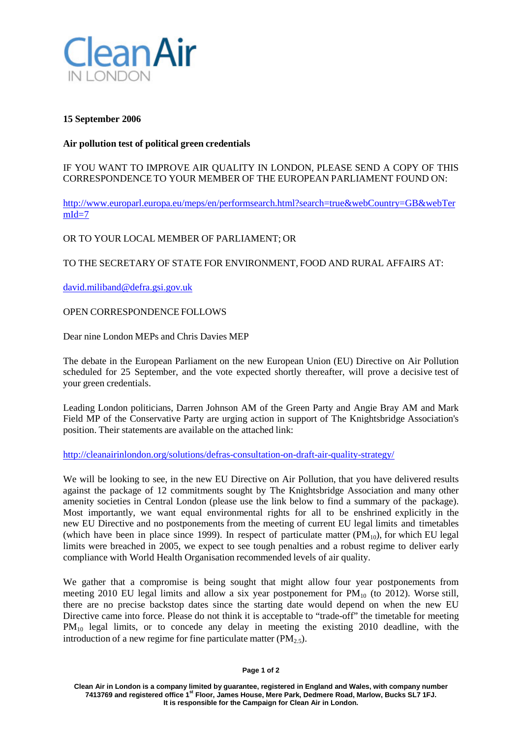Clean Air IN LONDON

**15 September 2006**

**Air pollution test of political green credentials**

IF YOU WANT TO IMPROVE AIR QUALITY IN LONDON, PLEASE SEND A COPY OF THIS CORRESPONDENCE TO YOUR MEMBER OF THE EUROPEAN PARLIAMENT FOUND ON:

http://www.europarl.europa.eu/meps/en/performsearch.html?search=true&webCountry=GB&webTermId=7

OR TO YOUR LOCAL MEMBER OF PARLIAMENT; OR

TO THE SECRETARY OF STATE FOR ENVIRONMENT, FOOD AND RURAL AFFAIRS AT:

david.miliband@defra.gsi.gov.uk

OPEN CORRESPONDENCE FOLLOWS

Dear nine London MEPs and Chris Davies MEP

The debate in the European Parliament on the new European Union (EU) Directive on Air Pollution scheduled for 25 September, and the vote expected shortly thereafter, will prove a decisive test of your green credentials.

Leading London politicians, Darren Johnson AM of the Green Party and Angie Bray AM and Mark Field MP of the Conservative Party are urging action in support of The Knightsbridge Association's position. Their statements are available on the attached link:

http://cleanairinlondon.org/solutions/defras-consultation-on-draft-air-quality-strategy/

We will be looking to see, in the new EU Directive on Air Pollution, that you have delivered results against the package of 12 commitments sought by The Knightsbridge Association and many other amenity societies in Central London (please use the link below to find a summary of the package). Most importantly, we want equal environmental rights for all to be enshrined explicitly in the new EU Directive and no postponements from the meeting of current EU legal limits and timetables (which have been in place since 1999). In respect of particulate matter ($PM_{10}$), for which EU legal limits were breached in 2005, we expect to see tough penalties and a robust regime to deliver early compliance with World Health Organisation recommended levels of air quality.

We gather that a compromise is being sought that might allow four year postponements from meeting 2010 EU legal limits and allow a six year postponement for $PM_{10}$ (to 2012). Worse still, there are no precise backstop dates since the starting date would depend on when the new EU Directive came into force. Please do not think it is acceptable to "trade-off" the timetable for meeting $PM_{10}$ legal limits, or to concede any delay in meeting the existing 2010 deadline, with the introduction of a new regime for fine particulate matter ($PM_{2.5}$).

**Clean Air in London is a company limited by guarantee, registered in England and Wales, with company number 7413769 and registered office 1st Floor, James House, Mere Park, Dedmere Road, Marlow, Bucks SL7 1FJ. It is responsible for the Campaign for Clean Air in London.**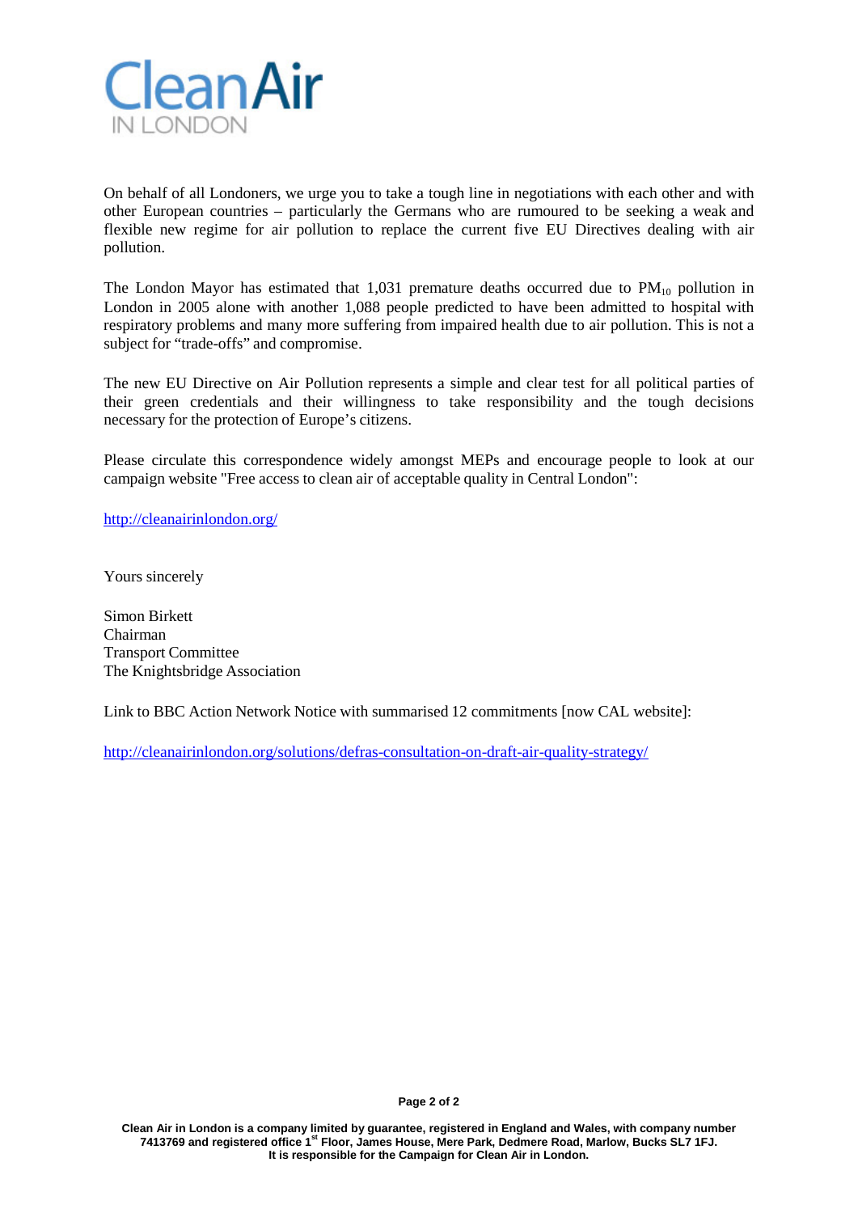On behalf of all Londoners, we urge you to take a tough line in negotiations with each other and with other European countries – particularly the Germans who are rumoured to be seeking a weak and flexible new regime for air pollution to replace the current five EU Directives dealing with air pollution.

The London Mayor has estimated that 1,031 premature deaths occurred due to $PM_{10}$ pollution in London in 2005 alone with another 1,088 people predicted to have been admitted to hospital with respiratory problems and many more suffering from impaired health due to air pollution. This is not a subject for "trade-offs" and compromise.

The new EU Directive on Air Pollution represents a simple and clear test for all political parties of their green credentials and their willingness to take responsibility and the tough decisions necessary for the protection of Europe's citizens.

Please circulate this correspondence widely amongst MEPs and encourage people to look at our campaign website "Free access to clean air of acceptable quality in Central London":

http://cleanairinlondon.org/

Yours sincerely

Simon Birkett
Chairman
Transport Committee
The Knightsbridge Association

Link to BBC Action Network Notice with summarised 12 commitments [now CAL website]:

http://cleanairinlondon.org/solutions/defras-consultation-on-draft-air-quality-strategy/

**Clean Air in London is a company limited by guarantee, registered in England and Wales, with company number 7413769 and registered office 1st Floor, James House, Mere Park, Dedmere Road, Marlow, Bucks SL7 1FJ. It is responsible for the Campaign for Clean Air in London.**